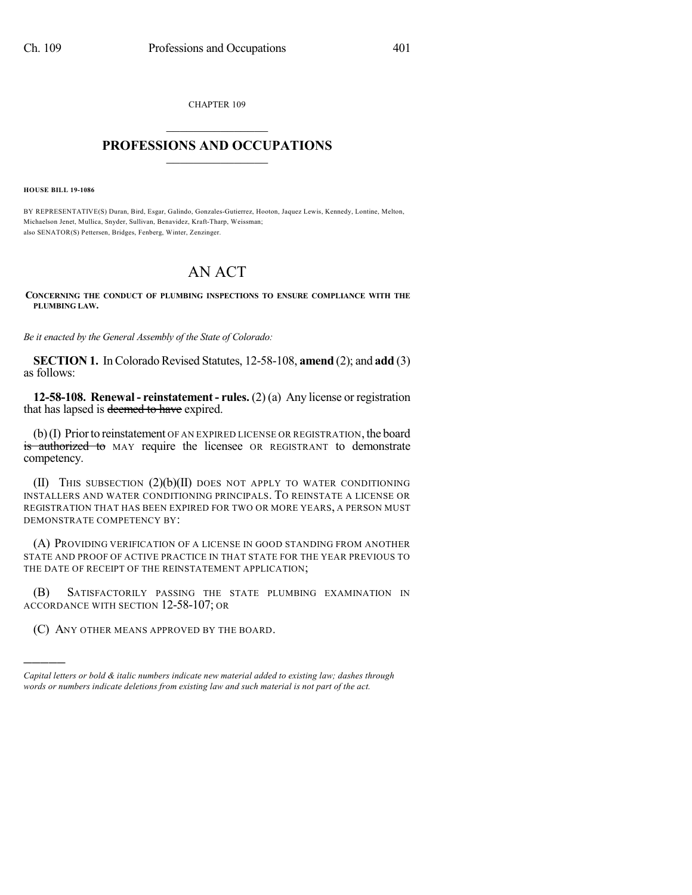CHAPTER 109

# PROFESSIONS AND OCCUPATIONS

**HOUSE BILL 19-1086**

BY REPRESENTATIVE(S) Duran, Bird, Esgar, Galindo, Gonzales-Gutierrez, Hooton, Jaquez Lewis, Kennedy, Lontine, Melton, Michaelson Jenet, Mullica, Snyder, Sullivan, Benavidez, Kraft-Tharp, Weissman;
also SENATOR(S) Pettersen, Bridges, Fenberg, Winter, Zenzinger.

# AN ACT

**CONCERNING THE CONDUCT OF PLUMBING INSPECTIONS TO ENSURE COMPLIANCE WITH THE PLUMBING LAW.**

*Be it enacted by the General Assembly of the State of Colorado:*

**SECTION 1.** In Colorado Revised Statutes, 12-58-108, **amend** (2); and **add** (3) as follows:

**12-58-108. Renewal - reinstatement - rules.** (2) (a) Any license or registration that has lapsed is ~~deemed to have~~ expired.

(b) (I) Prior to reinstatement OF AN EXPIRED LICENSE OR REGISTRATION, the board ~~is authorized to~~ MAY require the licensee OR REGISTRANT to demonstrate competency.

(II) THIS SUBSECTION (2)(b)(II) DOES NOT APPLY TO WATER CONDITIONING INSTALLERS AND WATER CONDITIONING PRINCIPALS. TO REINSTATE A LICENSE OR REGISTRATION THAT HAS BEEN EXPIRED FOR TWO OR MORE YEARS, A PERSON MUST DEMONSTRATE COMPETENCY BY:

(A) PROVIDING VERIFICATION OF A LICENSE IN GOOD STANDING FROM ANOTHER STATE AND PROOF OF ACTIVE PRACTICE IN THAT STATE FOR THE YEAR PREVIOUS TO THE DATE OF RECEIPT OF THE REINSTATEMENT APPLICATION;

(B) SATISFACTORILY PASSING THE STATE PLUMBING EXAMINATION IN ACCORDANCE WITH SECTION 12-58-107; OR

(C) ANY OTHER MEANS APPROVED BY THE BOARD.

---

*Capital letters or bold & italic numbers indicate new material added to existing law; dashes through words or numbers indicate deletions from existing law and such material is not part of the act.*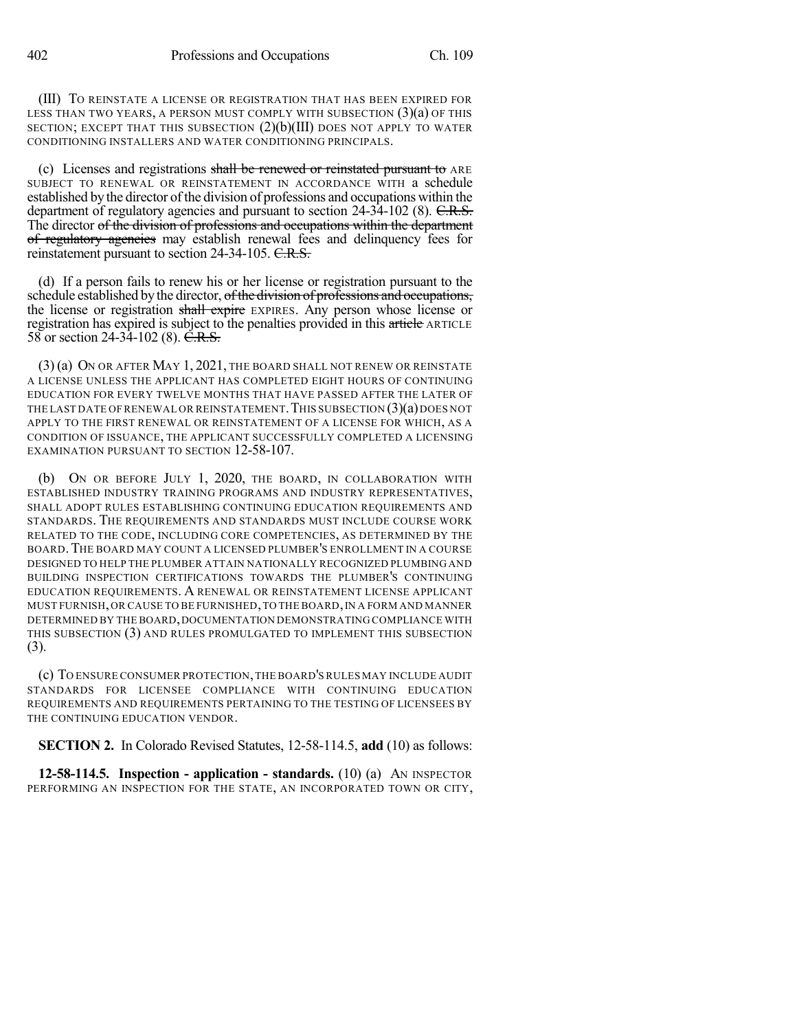(III) TO REINSTATE A LICENSE OR REGISTRATION THAT HAS BEEN EXPIRED FOR LESS THAN TWO YEARS, A PERSON MUST COMPLY WITH SUBSECTION (3)(a) OF THIS SECTION; EXCEPT THAT THIS SUBSECTION (2)(b)(III) DOES NOT APPLY TO WATER CONDITIONING INSTALLERS AND WATER CONDITIONING PRINCIPALS.

(c) Licenses and registrations ~~shall be renewed or reinstated pursuant to~~ ARE SUBJECT TO RENEWAL OR REINSTATEMENT IN ACCORDANCE WITH a schedule established by the director of the division of professions and occupations within the department of regulatory agencies and pursuant to section 24-34-102 (8). ~~C.R.S.~~ The director ~~of the division of professions and occupations within the department of regulatory agencies~~ may establish renewal fees and delinquency fees for reinstatement pursuant to section 24-34-105. ~~C.R.S.~~

(d) If a person fails to renew his or her license or registration pursuant to the schedule established by the director, ~~of the division of professions and occupations,~~ the license or registration ~~shall expire~~ EXPIRES. Any person whose license or registration has expired is subject to the penalties provided in this ~~article~~ ARTICLE 58 or section 24-34-102 (8). ~~C.R.S.~~

(3) (a) ON OR AFTER MAY 1, 2021, THE BOARD SHALL NOT RENEW OR REINSTATE A LICENSE UNLESS THE APPLICANT HAS COMPLETED EIGHT HOURS OF CONTINUING EDUCATION FOR EVERY TWELVE MONTHS THAT HAVE PASSED AFTER THE LATER OF THE LAST DATE OF RENEWAL OR REINSTATEMENT. THIS SUBSECTION (3)(a) DOES NOT APPLY TO THE FIRST RENEWAL OR REINSTATEMENT OF A LICENSE FOR WHICH, AS A CONDITION OF ISSUANCE, THE APPLICANT SUCCESSFULLY COMPLETED A LICENSING EXAMINATION PURSUANT TO SECTION 12-58-107.

(b) ON OR BEFORE JULY 1, 2020, THE BOARD, IN COLLABORATION WITH ESTABLISHED INDUSTRY TRAINING PROGRAMS AND INDUSTRY REPRESENTATIVES, SHALL ADOPT RULES ESTABLISHING CONTINUING EDUCATION REQUIREMENTS AND STANDARDS. THE REQUIREMENTS AND STANDARDS MUST INCLUDE COURSE WORK RELATED TO THE CODE, INCLUDING CORE COMPETENCIES, AS DETERMINED BY THE BOARD. THE BOARD MAY COUNT A LICENSED PLUMBER'S ENROLLMENT IN A COURSE DESIGNED TO HELP THE PLUMBER ATTAIN NATIONALLY RECOGNIZED PLUMBING AND BUILDING INSPECTION CERTIFICATIONS TOWARDS THE PLUMBER'S CONTINUING EDUCATION REQUIREMENTS. A RENEWAL OR REINSTATEMENT LICENSE APPLICANT MUST FURNISH, OR CAUSE TO BE FURNISHED, TO THE BOARD, IN A FORM AND MANNER DETERMINED BY THE BOARD, DOCUMENTATION DEMONSTRATING COMPLIANCE WITH THIS SUBSECTION (3) AND RULES PROMULGATED TO IMPLEMENT THIS SUBSECTION (3).

(c) TO ENSURE CONSUMER PROTECTION, THE BOARD'S RULES MAY INCLUDE AUDIT STANDARDS FOR LICENSEE COMPLIANCE WITH CONTINUING EDUCATION REQUIREMENTS AND REQUIREMENTS PERTAINING TO THE TESTING OF LICENSEES BY THE CONTINUING EDUCATION VENDOR.

**SECTION 2.** In Colorado Revised Statutes, 12-58-114.5, **add** (10) as follows:

**12-58-114.5. Inspection - application - standards.** (10) (a) AN INSPECTOR PERFORMING AN INSPECTION FOR THE STATE, AN INCORPORATED TOWN OR CITY,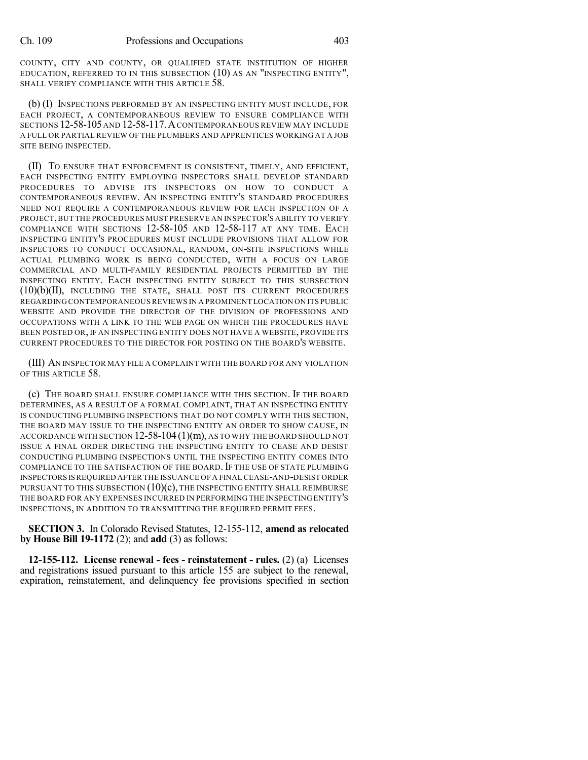COUNTY, CITY AND COUNTY, OR QUALIFIED STATE INSTITUTION OF HIGHER EDUCATION, REFERRED TO IN THIS SUBSECTION (10) AS AN "INSPECTING ENTITY", SHALL VERIFY COMPLIANCE WITH THIS ARTICLE 58.

(b) (I) INSPECTIONS PERFORMED BY AN INSPECTING ENTITY MUST INCLUDE, FOR EACH PROJECT, A CONTEMPORANEOUS REVIEW TO ENSURE COMPLIANCE WITH SECTIONS 12-58-105 AND 12-58-117. A CONTEMPORANEOUS REVIEW MAY INCLUDE A FULL OR PARTIAL REVIEW OF THE PLUMBERS AND APPRENTICES WORKING AT A JOB SITE BEING INSPECTED.

(II) TO ENSURE THAT ENFORCEMENT IS CONSISTENT, TIMELY, AND EFFICIENT, EACH INSPECTING ENTITY EMPLOYING INSPECTORS SHALL DEVELOP STANDARD PROCEDURES TO ADVISE ITS INSPECTORS ON HOW TO CONDUCT A CONTEMPORANEOUS REVIEW. AN INSPECTING ENTITY'S STANDARD PROCEDURES NEED NOT REQUIRE A CONTEMPORANEOUS REVIEW FOR EACH INSPECTION OF A PROJECT, BUT THE PROCEDURES MUST PRESERVE AN INSPECTOR'S ABILITY TO VERIFY COMPLIANCE WITH SECTIONS 12-58-105 AND 12-58-117 AT ANY TIME. EACH INSPECTING ENTITY'S PROCEDURES MUST INCLUDE PROVISIONS THAT ALLOW FOR INSPECTORS TO CONDUCT OCCASIONAL, RANDOM, ON-SITE INSPECTIONS WHILE ACTUAL PLUMBING WORK IS BEING CONDUCTED, WITH A FOCUS ON LARGE COMMERCIAL AND MULTI-FAMILY RESIDENTIAL PROJECTS PERMITTED BY THE INSPECTING ENTITY. EACH INSPECTING ENTITY SUBJECT TO THIS SUBSECTION (10)(b)(II), INCLUDING THE STATE, SHALL POST ITS CURRENT PROCEDURES REGARDING CONTEMPORANEOUS REVIEWS IN A PROMINENT LOCATION ON ITS PUBLIC WEBSITE AND PROVIDE THE DIRECTOR OF THE DIVISION OF PROFESSIONS AND OCCUPATIONS WITH A LINK TO THE WEB PAGE ON WHICH THE PROCEDURES HAVE BEEN POSTED OR, IF AN INSPECTING ENTITY DOES NOT HAVE A WEBSITE, PROVIDE ITS CURRENT PROCEDURES TO THE DIRECTOR FOR POSTING ON THE BOARD'S WEBSITE.

(III) AN INSPECTOR MAY FILE A COMPLAINT WITH THE BOARD FOR ANY VIOLATION OF THIS ARTICLE 58.

(c) THE BOARD SHALL ENSURE COMPLIANCE WITH THIS SECTION. IF THE BOARD DETERMINES, AS A RESULT OF A FORMAL COMPLAINT, THAT AN INSPECTING ENTITY IS CONDUCTING PLUMBING INSPECTIONS THAT DO NOT COMPLY WITH THIS SECTION, THE BOARD MAY ISSUE TO THE INSPECTING ENTITY AN ORDER TO SHOW CAUSE, IN ACCORDANCE WITH SECTION 12-58-104 (1)(m), AS TO WHY THE BOARD SHOULD NOT ISSUE A FINAL ORDER DIRECTING THE INSPECTING ENTITY TO CEASE AND DESIST CONDUCTING PLUMBING INSPECTIONS UNTIL THE INSPECTING ENTITY COMES INTO COMPLIANCE TO THE SATISFACTION OF THE BOARD. IF THE USE OF STATE PLUMBING INSPECTORS IS REQUIRED AFTER THE ISSUANCE OF A FINAL CEASE-AND-DESIST ORDER PURSUANT TO THIS SUBSECTION (10)(c), THE INSPECTING ENTITY SHALL REIMBURSE THE BOARD FOR ANY EXPENSES INCURRED IN PERFORMING THE INSPECTING ENTITY'S INSPECTIONS, IN ADDITION TO TRANSMITTING THE REQUIRED PERMIT FEES.

**SECTION 3.** In Colorado Revised Statutes, 12-155-112, **amend as relocated by House Bill 19-1172** (2); and **add** (3) as follows:

**12-155-112. License renewal - fees - reinstatement - rules.** (2) (a) Licenses and registrations issued pursuant to this article 155 are subject to the renewal, expiration, reinstatement, and delinquency fee provisions specified in section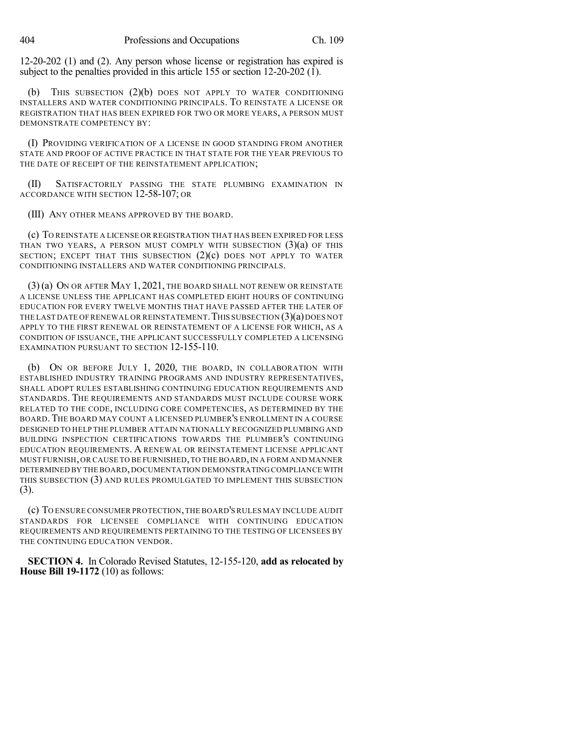12-20-202 (1) and (2). Any person whose license or registration has expired is subject to the penalties provided in this article 155 or section 12-20-202 (1).

(b) THIS SUBSECTION (2)(b) DOES NOT APPLY TO WATER CONDITIONING INSTALLERS AND WATER CONDITIONING PRINCIPALS. TO REINSTATE A LICENSE OR REGISTRATION THAT HAS BEEN EXPIRED FOR TWO OR MORE YEARS, A PERSON MUST DEMONSTRATE COMPETENCY BY:

(I) PROVIDING VERIFICATION OF A LICENSE IN GOOD STANDING FROM ANOTHER STATE AND PROOF OF ACTIVE PRACTICE IN THAT STATE FOR THE YEAR PREVIOUS TO THE DATE OF RECEIPT OF THE REINSTATEMENT APPLICATION;

(II) SATISFACTORILY PASSING THE STATE PLUMBING EXAMINATION IN ACCORDANCE WITH SECTION 12-58-107; OR

(III) ANY OTHER MEANS APPROVED BY THE BOARD.

(c) TO REINSTATE A LICENSE OR REGISTRATION THAT HAS BEEN EXPIRED FOR LESS THAN TWO YEARS, A PERSON MUST COMPLY WITH SUBSECTION (3)(a) OF THIS SECTION; EXCEPT THAT THIS SUBSECTION (2)(c) DOES NOT APPLY TO WATER CONDITIONING INSTALLERS AND WATER CONDITIONING PRINCIPALS.

(3) (a) ON OR AFTER MAY 1, 2021, THE BOARD SHALL NOT RENEW OR REINSTATE A LICENSE UNLESS THE APPLICANT HAS COMPLETED EIGHT HOURS OF CONTINUING EDUCATION FOR EVERY TWELVE MONTHS THAT HAVE PASSED AFTER THE LATER OF THE LAST DATE OF RENEWAL OR REINSTATEMENT. THIS SUBSECTION (3)(a) DOES NOT APPLY TO THE FIRST RENEWAL OR REINSTATEMENT OF A LICENSE FOR WHICH, AS A CONDITION OF ISSUANCE, THE APPLICANT SUCCESSFULLY COMPLETED A LICENSING EXAMINATION PURSUANT TO SECTION 12-155-110.

(b) ON OR BEFORE JULY 1, 2020, THE BOARD, IN COLLABORATION WITH ESTABLISHED INDUSTRY TRAINING PROGRAMS AND INDUSTRY REPRESENTATIVES, SHALL ADOPT RULES ESTABLISHING CONTINUING EDUCATION REQUIREMENTS AND STANDARDS. THE REQUIREMENTS AND STANDARDS MUST INCLUDE COURSE WORK RELATED TO THE CODE, INCLUDING CORE COMPETENCIES, AS DETERMINED BY THE BOARD. THE BOARD MAY COUNT A LICENSED PLUMBER'S ENROLLMENT IN A COURSE DESIGNED TO HELP THE PLUMBER ATTAIN NATIONALLY RECOGNIZED PLUMBING AND BUILDING INSPECTION CERTIFICATIONS TOWARDS THE PLUMBER'S CONTINUING EDUCATION REQUIREMENTS. A RENEWAL OR REINSTATEMENT LICENSE APPLICANT MUST FURNISH, OR CAUSE TO BE FURNISHED, TO THE BOARD, IN A FORM AND MANNER DETERMINED BY THE BOARD, DOCUMENTATION DEMONSTRATING COMPLIANCE WITH THIS SUBSECTION (3) AND RULES PROMULGATED TO IMPLEMENT THIS SUBSECTION (3).

(c) TO ENSURE CONSUMER PROTECTION, THE BOARD'S RULES MAY INCLUDE AUDIT STANDARDS FOR LICENSEE COMPLIANCE WITH CONTINUING EDUCATION REQUIREMENTS AND REQUIREMENTS PERTAINING TO THE TESTING OF LICENSEES BY THE CONTINUING EDUCATION VENDOR.

**SECTION 4.** In Colorado Revised Statutes, 12-155-120, **add as relocated by House Bill 19-1172** (10) as follows: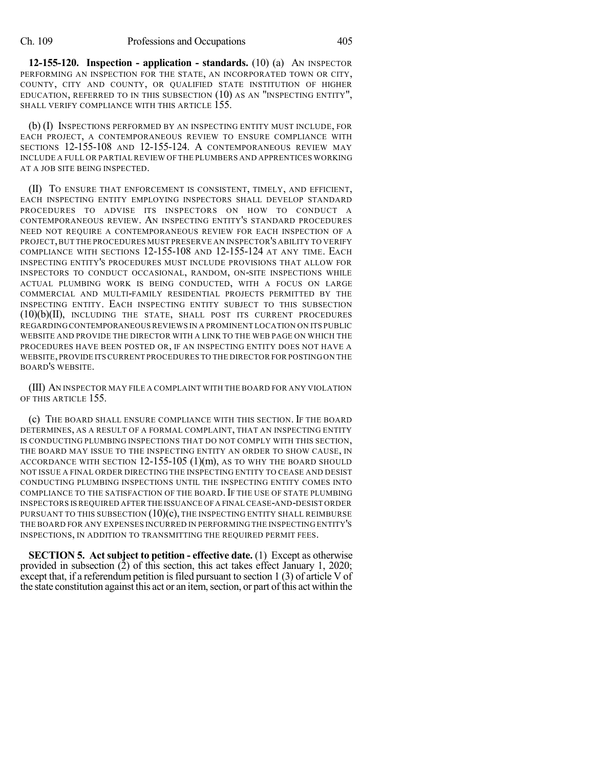**12-155-120. Inspection - application - standards.** (10) (a) AN INSPECTOR PERFORMING AN INSPECTION FOR THE STATE, AN INCORPORATED TOWN OR CITY, COUNTY, CITY AND COUNTY, OR QUALIFIED STATE INSTITUTION OF HIGHER EDUCATION, REFERRED TO IN THIS SUBSECTION (10) AS AN "INSPECTING ENTITY", SHALL VERIFY COMPLIANCE WITH THIS ARTICLE 155.

(b) (I) INSPECTIONS PERFORMED BY AN INSPECTING ENTITY MUST INCLUDE, FOR EACH PROJECT, A CONTEMPORANEOUS REVIEW TO ENSURE COMPLIANCE WITH SECTIONS 12-155-108 AND 12-155-124. A CONTEMPORANEOUS REVIEW MAY INCLUDE A FULL OR PARTIAL REVIEW OF THE PLUMBERS AND APPRENTICES WORKING AT A JOB SITE BEING INSPECTED.

(II) TO ENSURE THAT ENFORCEMENT IS CONSISTENT, TIMELY, AND EFFICIENT, EACH INSPECTING ENTITY EMPLOYING INSPECTORS SHALL DEVELOP STANDARD PROCEDURES TO ADVISE ITS INSPECTORS ON HOW TO CONDUCT A CONTEMPORANEOUS REVIEW. AN INSPECTING ENTITY'S STANDARD PROCEDURES NEED NOT REQUIRE A CONTEMPORANEOUS REVIEW FOR EACH INSPECTION OF A PROJECT, BUT THE PROCEDURES MUST PRESERVE AN INSPECTOR'S ABILITY TO VERIFY COMPLIANCE WITH SECTIONS 12-155-108 AND 12-155-124 AT ANY TIME. EACH INSPECTING ENTITY'S PROCEDURES MUST INCLUDE PROVISIONS THAT ALLOW FOR INSPECTORS TO CONDUCT OCCASIONAL, RANDOM, ON-SITE INSPECTIONS WHILE ACTUAL PLUMBING WORK IS BEING CONDUCTED, WITH A FOCUS ON LARGE COMMERCIAL AND MULTI-FAMILY RESIDENTIAL PROJECTS PERMITTED BY THE INSPECTING ENTITY. EACH INSPECTING ENTITY SUBJECT TO THIS SUBSECTION (10)(b)(II), INCLUDING THE STATE, SHALL POST ITS CURRENT PROCEDURES REGARDING CONTEMPORANEOUS REVIEWS IN A PROMINENT LOCATION ON ITS PUBLIC WEBSITE AND PROVIDE THE DIRECTOR WITH A LINK TO THE WEB PAGE ON WHICH THE PROCEDURES HAVE BEEN POSTED OR, IF AN INSPECTING ENTITY DOES NOT HAVE A WEBSITE, PROVIDE ITS CURRENT PROCEDURES TO THE DIRECTOR FOR POSTING ON THE BOARD'S WEBSITE.

(III) AN INSPECTOR MAY FILE A COMPLAINT WITH THE BOARD FOR ANY VIOLATION OF THIS ARTICLE 155.

(c) THE BOARD SHALL ENSURE COMPLIANCE WITH THIS SECTION. IF THE BOARD DETERMINES, AS A RESULT OF A FORMAL COMPLAINT, THAT AN INSPECTING ENTITY IS CONDUCTING PLUMBING INSPECTIONS THAT DO NOT COMPLY WITH THIS SECTION, THE BOARD MAY ISSUE TO THE INSPECTING ENTITY AN ORDER TO SHOW CAUSE, IN ACCORDANCE WITH SECTION 12-155-105 (1)(m), AS TO WHY THE BOARD SHOULD NOT ISSUE A FINAL ORDER DIRECTING THE INSPECTING ENTITY TO CEASE AND DESIST CONDUCTING PLUMBING INSPECTIONS UNTIL THE INSPECTING ENTITY COMES INTO COMPLIANCE TO THE SATISFACTION OF THE BOARD. IF THE USE OF STATE PLUMBING INSPECTORS IS REQUIRED AFTER THE ISSUANCE OF A FINAL CEASE-AND-DESIST ORDER PURSUANT TO THIS SUBSECTION (10)(c), THE INSPECTING ENTITY SHALL REIMBURSE THE BOARD FOR ANY EXPENSES INCURRED IN PERFORMING THE INSPECTING ENTITY'S INSPECTIONS, IN ADDITION TO TRANSMITTING THE REQUIRED PERMIT FEES.

**SECTION 5. Act subject to petition - effective date.** (1) Except as otherwise provided in subsection (2) of this section, this act takes effect January 1, 2020; except that, if a referendum petition is filed pursuant to section 1 (3) of article V of the state constitution against this act or an item, section, or part of this act within the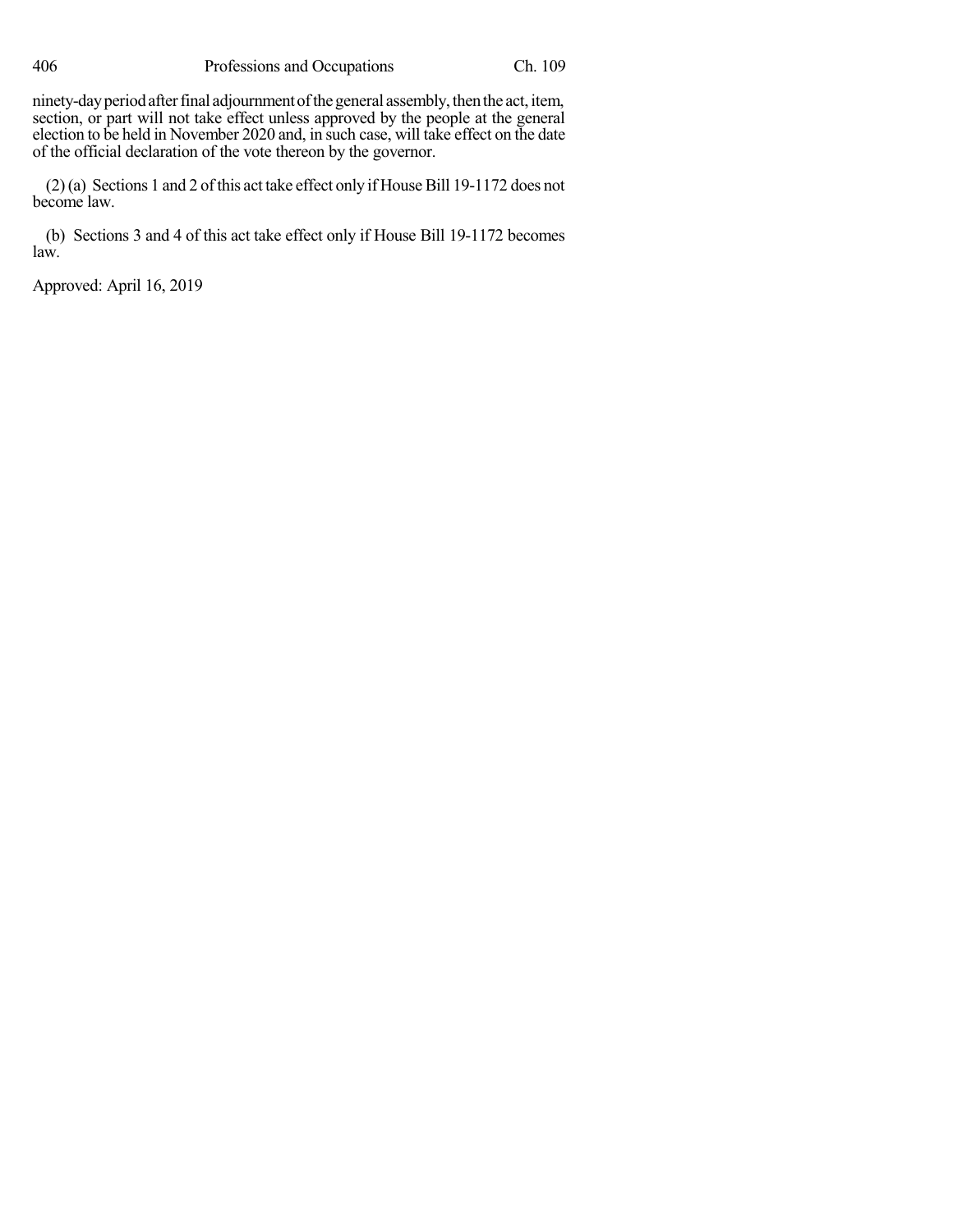ninety-day period after final adjournment of the general assembly, then the act, item, section, or part will not take effect unless approved by the people at the general election to be held in November 2020 and, in such case, will take effect on the date of the official declaration of the vote thereon by the governor.

(2) (a) Sections 1 and 2 of this act take effect only if House Bill 19-1172 does not become law.

(b) Sections 3 and 4 of this act take effect only if House Bill 19-1172 becomes law.

Approved: April 16, 2019